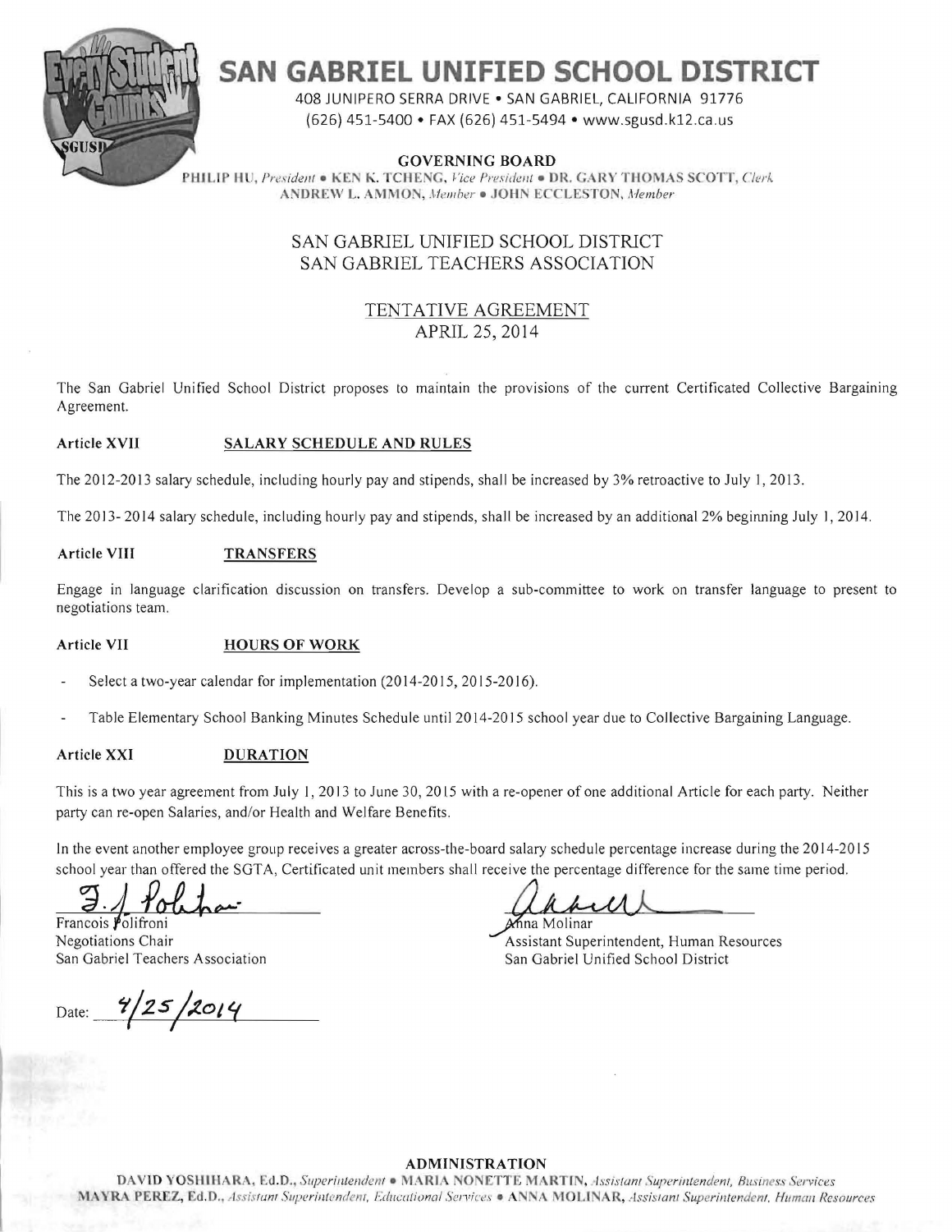# SAN GABRIEL UNIFIED SCHOOL DISTRICT

408 JUNIPERO SERRA DRIVE • SAN GABRIEL, CALIFORNIA 91776
(626) 451-5400 • FAX (626) 451-5494 • www.sgusd.k12.ca.us

**GOVERNING BOARD**

PHILIP HU, *President* • KEN K. TCHENG, *Vice President* • DR. GARY THOMAS SCOTT, *Clerk*
ANDREW L. AMMON, *Member* • JOHN ECCLESTON, *Member*

## SAN GABRIEL UNIFIED SCHOOL DISTRICT
## SAN GABRIEL TEACHERS ASSOCIATION

### TENTATIVE AGREEMENT
### APRIL 25, 2014

The San Gabriel Unified School District proposes to maintain the provisions of the current Certificated Collective Bargaining Agreement.

**Article XVII** **SALARY SCHEDULE AND RULES**

The 2012-2013 salary schedule, including hourly pay and stipends, shall be increased by 3% retroactive to July 1, 2013.

The 2013- 2014 salary schedule, including hourly pay and stipends, shall be increased by an additional 2% beginning July 1, 2014.

**Article VIII** **TRANSFERS**

Engage in language clarification discussion on transfers. Develop a sub-committee to work on transfer language to present to negotiations team.

**Article VII** **HOURS OF WORK**

- Select a two-year calendar for implementation (2014-2015, 2015-2016).
- Table Elementary School Banking Minutes Schedule until 2014-2015 school year due to Collective Bargaining Language.

**Article XXI** **DURATION**

This is a two year agreement from July 1, 2013 to June 30, 2015 with a re-opener of one additional Article for each party. Neither party can re-open Salaries, and/or Health and Welfare Benefits.

In the event another employee group receives a greater across-the-board salary schedule percentage increase during the 2014-2015 school year than offered the SGTA, Certificated unit members shall receive the percentage difference for the same time period.

Francois Polifroni
Negotiations Chair
San Gabriel Teachers Association

Date: 4/25/2014

Anna Molinar
Assistant Superintendent, Human Resources
San Gabriel Unified School District

**ADMINISTRATION**

DAVID YOSHIHARA, Ed.D., *Superintendent* • MARIA NONETTE MARTIN, *Assistant Superintendent, Business Services*
MAYRA PEREZ, Ed.D., *Assistant Superintendent, Educational Services* • ANNA MOLINAR, *Assistant Superintendent, Human Resources*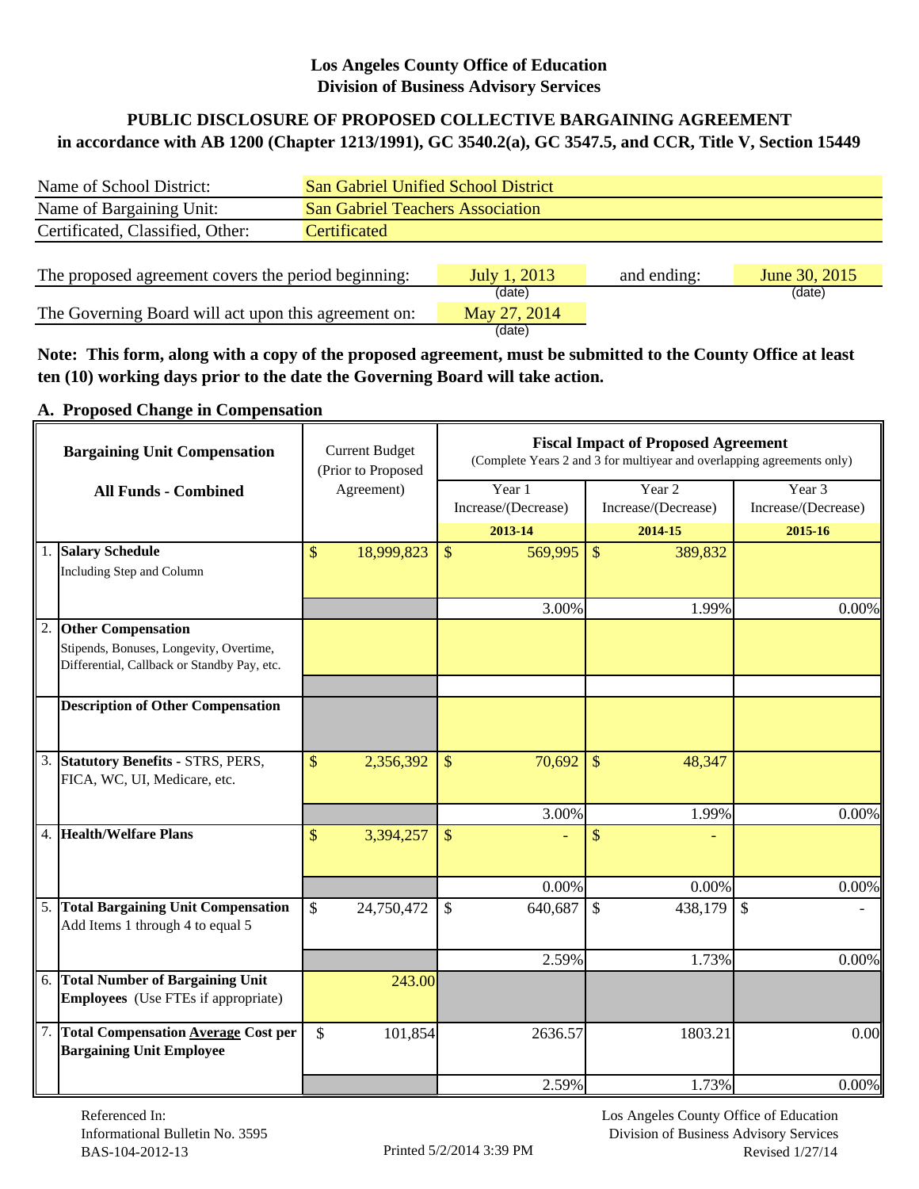**Los Angeles County Office of Education**
**Division of Business Advisory Services**

## PUBLIC DISCLOSURE OF PROPOSED COLLECTIVE BARGAINING AGREEMENT in accordance with AB 1200 (Chapter 1213/1991), GC 3540.2(a), GC 3547.5, and CCR, Title V, Section 15449

| | |
|---|---|
| Name of School District: | San Gabriel Unified School District |
| Name of Bargaining Unit: | San Gabriel Teachers Association |
| Certificated, Classified, Other: | Certificated |

The proposed agreement covers the period beginning: July 1, 2013 (date) and ending: June 30, 2015 (date)

The Governing Board will act upon this agreement on: May 27, 2014 (date)

**Note: This form, along with a copy of the proposed agreement, must be submitted to the County Office at least ten (10) working days prior to the date the Governing Board will take action.**

### A. Proposed Change in Compensation

| | Bargaining Unit Compensation<br>All Funds - Combined | Current Budget (Prior to Proposed Agreement) | Fiscal Impact of Proposed Agreement (Complete Years 2 and 3 for multiyear and overlapping agreements only) | | |
|---|---|---|---|---|---|
| | | | Year 1 Increase/(Decrease) 2013-14 | Year 2 Increase/(Decrease) 2014-15 | Year 3 Increase/(Decrease) 2015-16 |
| 1. | **Salary Schedule** Including Step and Column | $ 18,999,823 | $ 569,995 | $ 389,832 | |
| | | | 3.00% | 1.99% | 0.00% |
| 2. | **Other Compensation** Stipends, Bonuses, Longevity, Overtime, Differential, Callback or Standby Pay, etc. | | | | |
| | | | | | |
| | **Description of Other Compensation** | | | | |
| 3. | **Statutory Benefits** - STRS, PERS, FICA, WC, UI, Medicare, etc. | $ 2,356,392 | $ 70,692 | $ 48,347 | |
| | | | 3.00% | 1.99% | 0.00% |
| 4. | **Health/Welfare Plans** | $ 3,394,257 | $ - | $ - | |
| | | | 0.00% | 0.00% | 0.00% |
| 5. | **Total Bargaining Unit Compensation** Add Items 1 through 4 to equal 5 | $ 24,750,472 | $ 640,687 | $ 438,179 | $ - |
| | | | 2.59% | 1.73% | 0.00% |
| 6. | **Total Number of Bargaining Unit Employees** (Use FTEs if appropriate) | 243.00 | | | |
| 7. | **Total Compensation Average Cost per Bargaining Unit Employee** | $ 101,854 | 2636.57 | 1803.21 | 0.00 |
| | | | 2.59% | 1.73% | 0.00% |

Referenced In:
Informational Bulletin No. 3595
BAS-104-2012-13

Printed 5/2/2014 3:39 PM

Los Angeles County Office of Education
Division of Business Advisory Services
Revised 1/27/14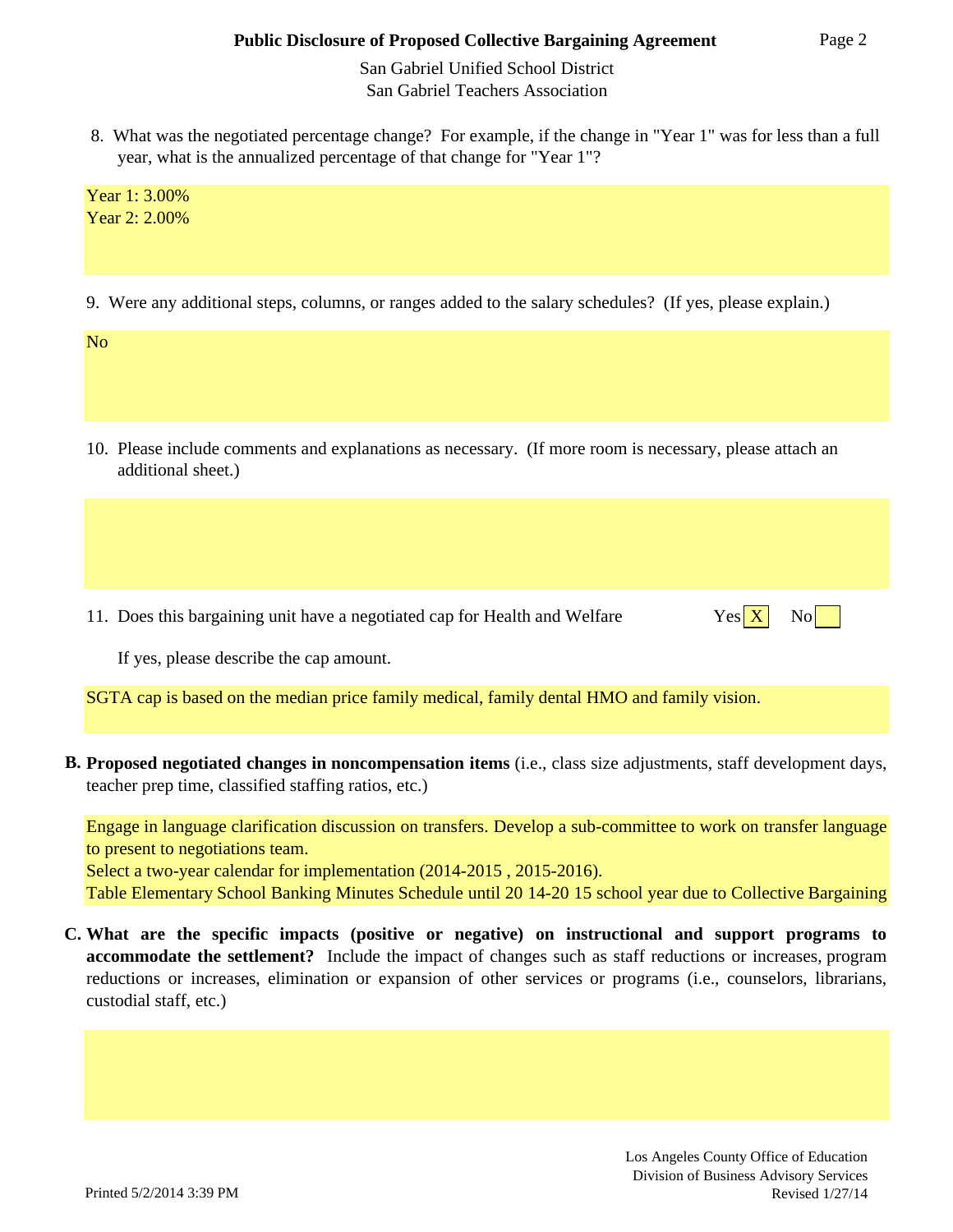**Public Disclosure of Proposed Collective Bargaining Agreement**

San Gabriel Unified School District
San Gabriel Teachers Association

8. What was the negotiated percentage change? For example, if the change in "Year 1" was for less than a full year, what is the annualized percentage of that change for "Year 1"?

Year 1: 3.00%
Year 2: 2.00%

9. Were any additional steps, columns, or ranges added to the salary schedules? (If yes, please explain.)

No

10. Please include comments and explanations as necessary. (If more room is necessary, please attach an additional sheet.)

11. Does this bargaining unit have a negotiated cap for Health and Welfare    Yes [X]    No [ ]

If yes, please describe the cap amount.

SGTA cap is based on the median price family medical, family dental HMO and family vision.

**B. Proposed negotiated changes in noncompensation items** (i.e., class size adjustments, staff development days, teacher prep time, classified staffing ratios, etc.)

Engage in language clarification discussion on transfers. Develop a sub-committee to work on transfer language to present to negotiations team.
Select a two-year calendar for implementation (2014-2015 , 2015-2016).
Table Elementary School Banking Minutes Schedule until 20 14-20 15 school year due to Collective Bargaining

**C. What are the specific impacts (positive or negative) on instructional and support programs to accommodate the settlement?** Include the impact of changes such as staff reductions or increases, program reductions or increases, elimination or expansion of other services or programs (i.e., counselors, librarians, custodial staff, etc.)

Los Angeles County Office of Education
Division of Business Advisory Services
Printed 5/2/2014 3:39 PM    Revised 1/27/14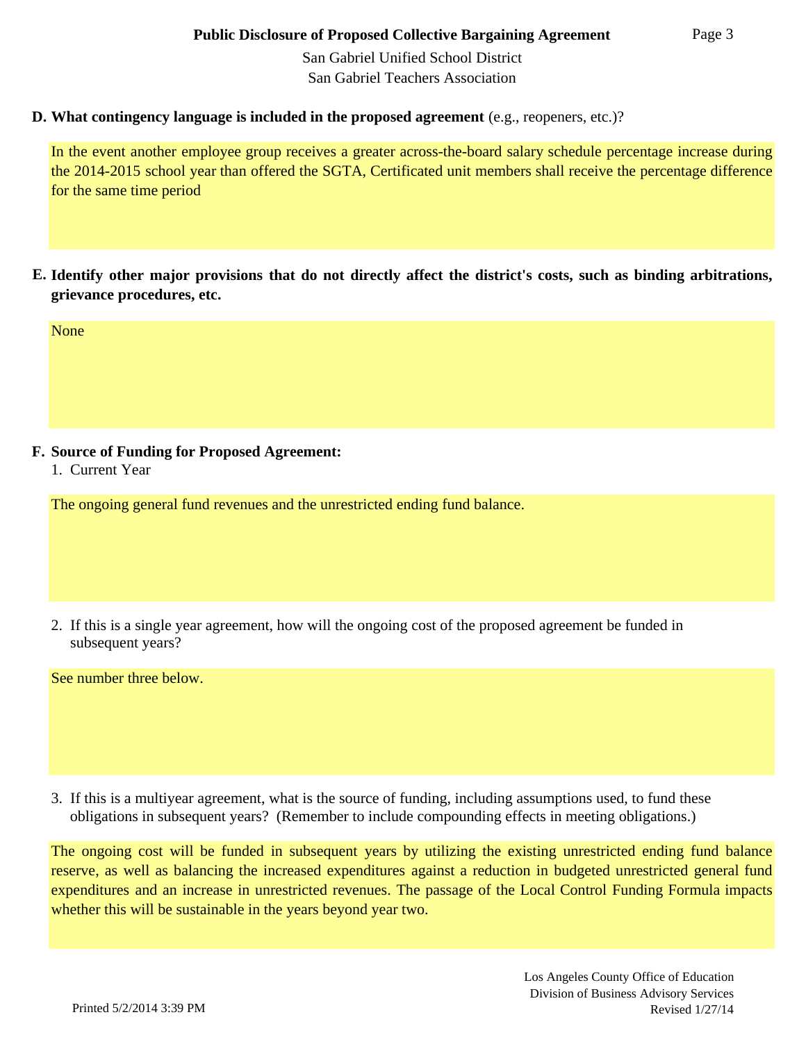**D. What contingency language is included in the proposed agreement** (e.g., reopeners, etc.)?

In the event another employee group receives a greater across-the-board salary schedule percentage increase during the 2014-2015 school year than offered the SGTA, Certificated unit members shall receive the percentage difference for the same time period

**E. Identify other major provisions that do not directly affect the district's costs, such as binding arbitrations, grievance procedures, etc.**

None

**F. Source of Funding for Proposed Agreement:**

1. Current Year

The ongoing general fund revenues and the unrestricted ending fund balance.

2. If this is a single year agreement, how will the ongoing cost of the proposed agreement be funded in subsequent years?

See number three below.

3. If this is a multiyear agreement, what is the source of funding, including assumptions used, to fund these obligations in subsequent years? (Remember to include compounding effects in meeting obligations.)

The ongoing cost will be funded in subsequent years by utilizing the existing unrestricted ending fund balance reserve, as well as balancing the increased expenditures against a reduction in budgeted unrestricted general fund expenditures and an increase in unrestricted revenues. The passage of the Local Control Funding Formula impacts whether this will be sustainable in the years beyond year two.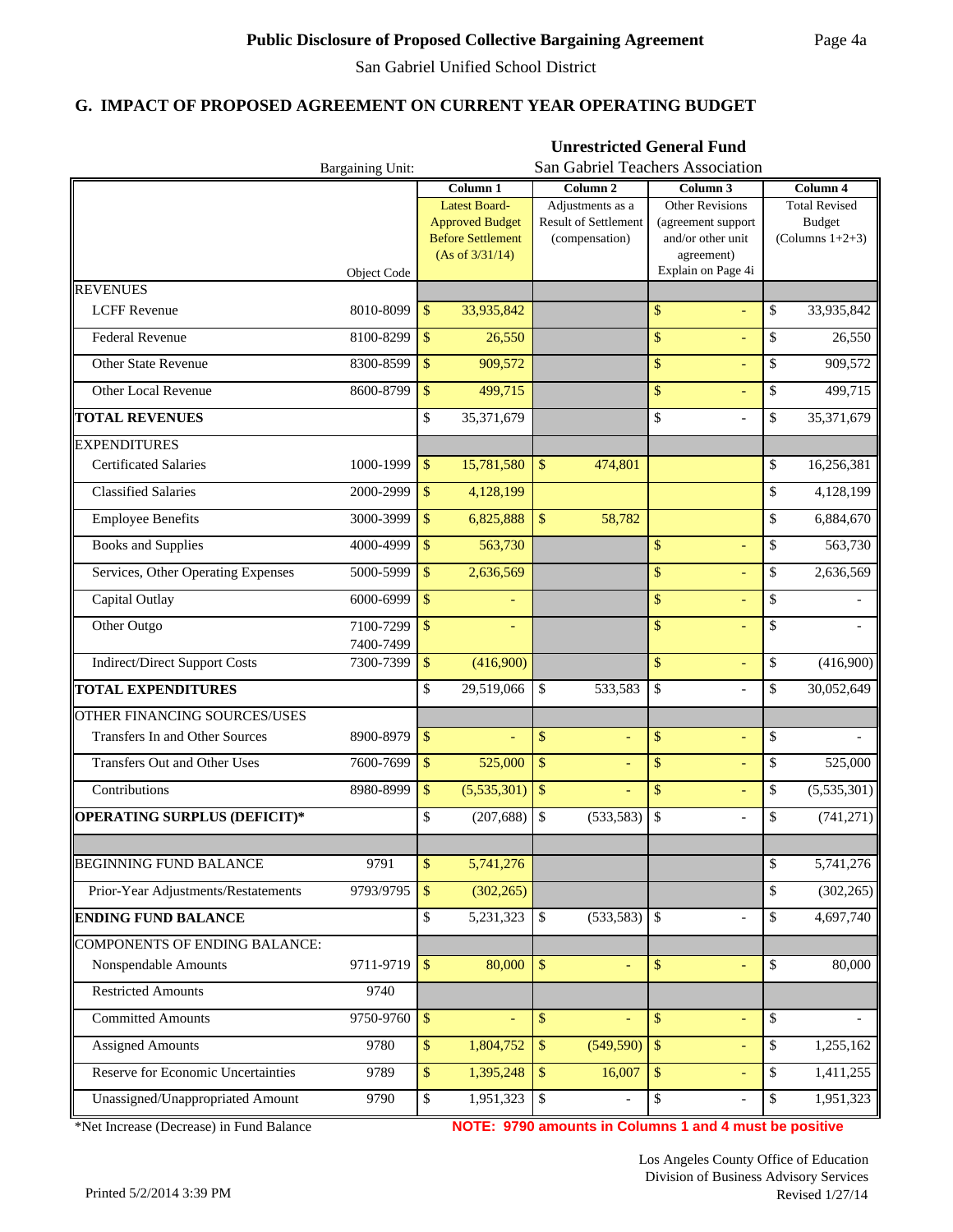# Public Disclosure of Proposed Collective Bargaining Agreement

San Gabriel Unified School District

## G. IMPACT OF PROPOSED AGREEMENT ON CURRENT YEAR OPERATING BUDGET

**Unrestricted General Fund**

Bargaining Unit: San Gabriel Teachers Association

| | Object Code | Column 1<br>Latest Board-Approved Budget Before Settlement (As of 3/31/14) | Column 2<br>Adjustments as a Result of Settlement (compensation) | Column 3<br>Other Revisions (agreement support and/or other unit agreement) Explain on Page 4i | Column 4<br>Total Revised Budget (Columns 1+2+3) |
|---|---|---|---|---|---|
| REVENUES | | | | | |
| LCFF Revenue | 8010-8099 | $ 33,935,842 | | $ - | $ 33,935,842 |
| Federal Revenue | 8100-8299 | $ 26,550 | | $ - | $ 26,550 |
| Other State Revenue | 8300-8599 | $ 909,572 | | $ - | $ 909,572 |
| Other Local Revenue | 8600-8799 | $ 499,715 | | $ - | $ 499,715 |
| **TOTAL REVENUES** | | $ 35,371,679 | | $ - | $ 35,371,679 |
| EXPENDITURES | | | | | |
| Certificated Salaries | 1000-1999 | $ 15,781,580 | $ 474,801 | | $ 16,256,381 |
| Classified Salaries | 2000-2999 | $ 4,128,199 | | | $ 4,128,199 |
| Employee Benefits | 3000-3999 | $ 6,825,888 | $ 58,782 | | $ 6,884,670 |
| Books and Supplies | 4000-4999 | $ 563,730 | | $ - | $ 563,730 |
| Services, Other Operating Expenses | 5000-5999 | $ 2,636,569 | | $ - | $ 2,636,569 |
| Capital Outlay | 6000-6999 | $ - | | $ - | $ - |
| Other Outgo | 7100-7299<br>7400-7499 | $ - | | $ - | $ - |
| Indirect/Direct Support Costs | 7300-7399 | $ (416,900) | | $ - | $ (416,900) |
| **TOTAL EXPENDITURES** | | $ 29,519,066 | $ 533,583 | $ - | $ 30,052,649 |
| OTHER FINANCING SOURCES/USES | | | | | |
| Transfers In and Other Sources | 8900-8979 | $ - | $ - | $ - | $ - |
| Transfers Out and Other Uses | 7600-7699 | $ 525,000 | $ - | $ - | $ 525,000 |
| Contributions | 8980-8999 | $ (5,535,301) | $ - | $ - | $ (5,535,301) |
| **OPERATING SURPLUS (DEFICIT)*** | | $ (207,688) | $ (533,583) | $ - | $ (741,271) |
| | | | | | |
| BEGINNING FUND BALANCE | 9791 | $ 5,741,276 | | | $ 5,741,276 |
| Prior-Year Adjustments/Restatements | 9793/9795 | $ (302,265) | | | $ (302,265) |
| **ENDING FUND BALANCE** | | $ 5,231,323 | $ (533,583) | $ - | $ 4,697,740 |
| COMPONENTS OF ENDING BALANCE: | | | | | |
| Nonspendable Amounts | 9711-9719 | $ 80,000 | $ - | $ - | $ 80,000 |
| Restricted Amounts | 9740 | | | | |
| Committed Amounts | 9750-9760 | $ - | $ - | $ - | $ - |
| Assigned Amounts | 9780 | $ 1,804,752 | $ (549,590) | $ - | $ 1,255,162 |
| Reserve for Economic Uncertainties | 9789 | $ 1,395,248 | $ 16,007 | $ - | $ 1,411,255 |
| Unassigned/Unappropriated Amount | 9790 | $ 1,951,323 | $ - | $ - | $ 1,951,323 |

*Net Increase (Decrease) in Fund Balance

**NOTE: 9790 amounts in Columns 1 and 4 must be positive**

Los Angeles County Office of Education
Division of Business Advisory Services
Revised 1/27/14

Printed 5/2/2014 3:39 PM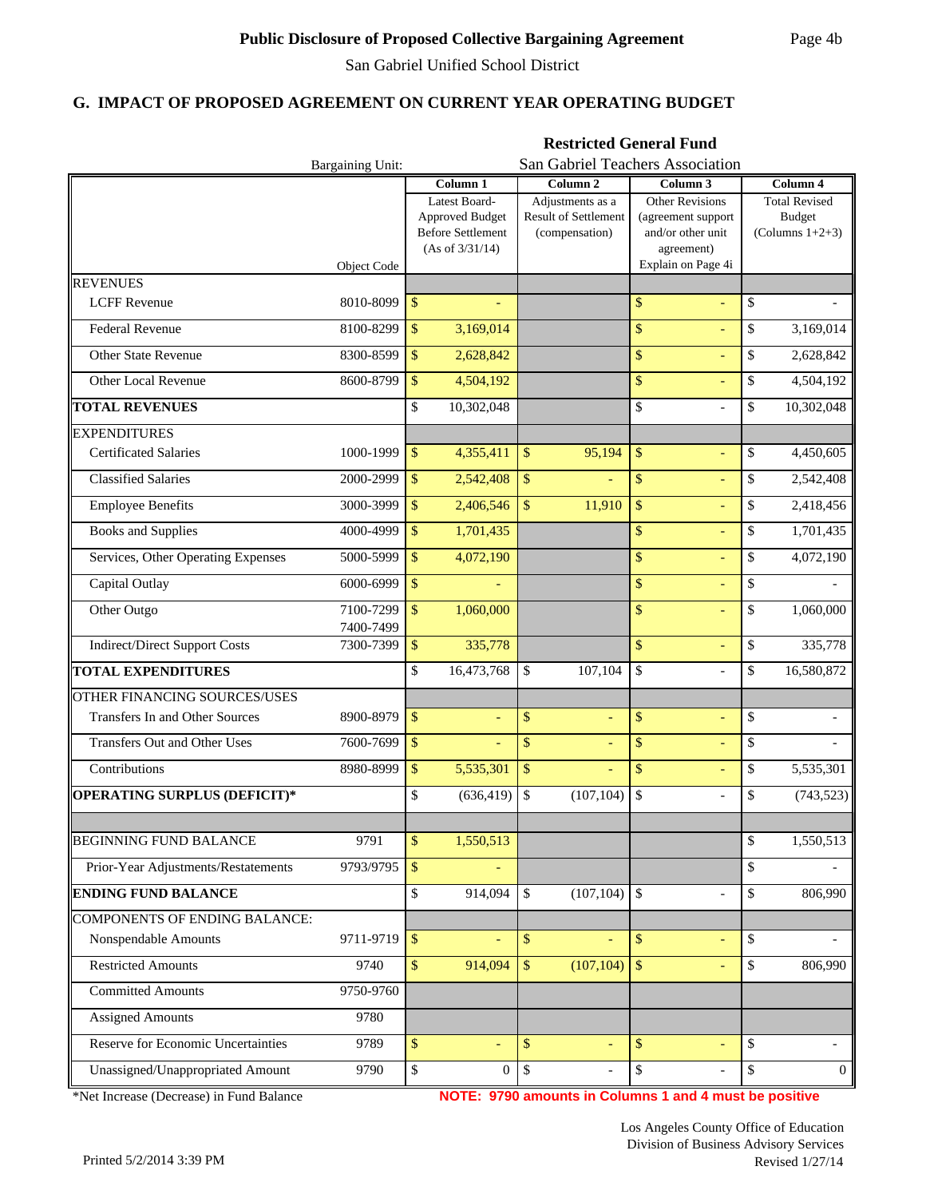**Public Disclosure of Proposed Collective Bargaining Agreement**

San Gabriel Unified School District

## G. IMPACT OF PROPOSED AGREEMENT ON CURRENT YEAR OPERATING BUDGET

**Restricted General Fund**

Bargaining Unit: San Gabriel Teachers Association

| | Object Code | Column 1<br>Latest Board-Approved Budget Before Settlement (As of 3/31/14) | Column 2<br>Adjustments as a Result of Settlement (compensation) | Column 3<br>Other Revisions (agreement support and/or other unit agreement) Explain on Page 4i | Column 4<br>Total Revised Budget (Columns 1+2+3) |
|---|---|---|---|---|---|
| REVENUES | | | | | |
| LCFF Revenue | 8010-8099 | $ - | | $ - | $ - |
| Federal Revenue | 8100-8299 | $ 3,169,014 | | $ - | $ 3,169,014 |
| Other State Revenue | 8300-8599 | $ 2,628,842 | | $ - | $ 2,628,842 |
| Other Local Revenue | 8600-8799 | $ 4,504,192 | | $ - | $ 4,504,192 |
| **TOTAL REVENUES** | | $ 10,302,048 | | $ - | $ 10,302,048 |
| EXPENDITURES | | | | | |
| Certificated Salaries | 1000-1999 | $ 4,355,411 | $ 95,194 | $ - | $ 4,450,605 |
| Classified Salaries | 2000-2999 | $ 2,542,408 | $ - | $ - | $ 2,542,408 |
| Employee Benefits | 3000-3999 | $ 2,406,546 | $ 11,910 | $ - | $ 2,418,456 |
| Books and Supplies | 4000-4999 | $ 1,701,435 | | $ - | $ 1,701,435 |
| Services, Other Operating Expenses | 5000-5999 | $ 4,072,190 | | $ - | $ 4,072,190 |
| Capital Outlay | 6000-6999 | $ - | | $ - | $ - |
| Other Outgo | 7100-7299<br>7400-7499 | $ 1,060,000 | | $ - | $ 1,060,000 |
| Indirect/Direct Support Costs | 7300-7399 | $ 335,778 | | $ - | $ 335,778 |
| **TOTAL EXPENDITURES** | | $ 16,473,768 | $ 107,104 | $ - | $ 16,580,872 |
| OTHER FINANCING SOURCES/USES | | | | | |
| Transfers In and Other Sources | 8900-8979 | $ - | $ - | $ - | $ - |
| Transfers Out and Other Uses | 7600-7699 | $ - | $ - | $ - | $ - |
| Contributions | 8980-8999 | $ 5,535,301 | $ - | $ - | $ 5,535,301 |
| **OPERATING SURPLUS (DEFICIT)*** | | $ (636,419) | $ (107,104) | $ - | $ (743,523) |
| | | | | | |
| BEGINNING FUND BALANCE | 9791 | $ 1,550,513 | | | $ 1,550,513 |
| Prior-Year Adjustments/Restatements | 9793/9795 | $ - | | | $ - |
| **ENDING FUND BALANCE** | | $ 914,094 | $ (107,104) | $ - | $ 806,990 |
| COMPONENTS OF ENDING BALANCE: | | | | | |
| Nonspendable Amounts | 9711-9719 | $ - | $ - | $ - | $ - |
| Restricted Amounts | 9740 | $ 914,094 | $ (107,104) | $ - | $ 806,990 |
| Committed Amounts | 9750-9760 | | | | |
| Assigned Amounts | 9780 | | | | |
| Reserve for Economic Uncertainties | 9789 | $ - | $ - | $ - | $ - |
| Unassigned/Unappropriated Amount | 9790 | $ 0 | $ - | $ - | $ 0 |

*Net Increase (Decrease) in Fund Balance

**NOTE: 9790 amounts in Columns 1 and 4 must be positive**

Los Angeles County Office of Education
Division of Business Advisory Services
Revised 1/27/14

Printed 5/2/2014 3:39 PM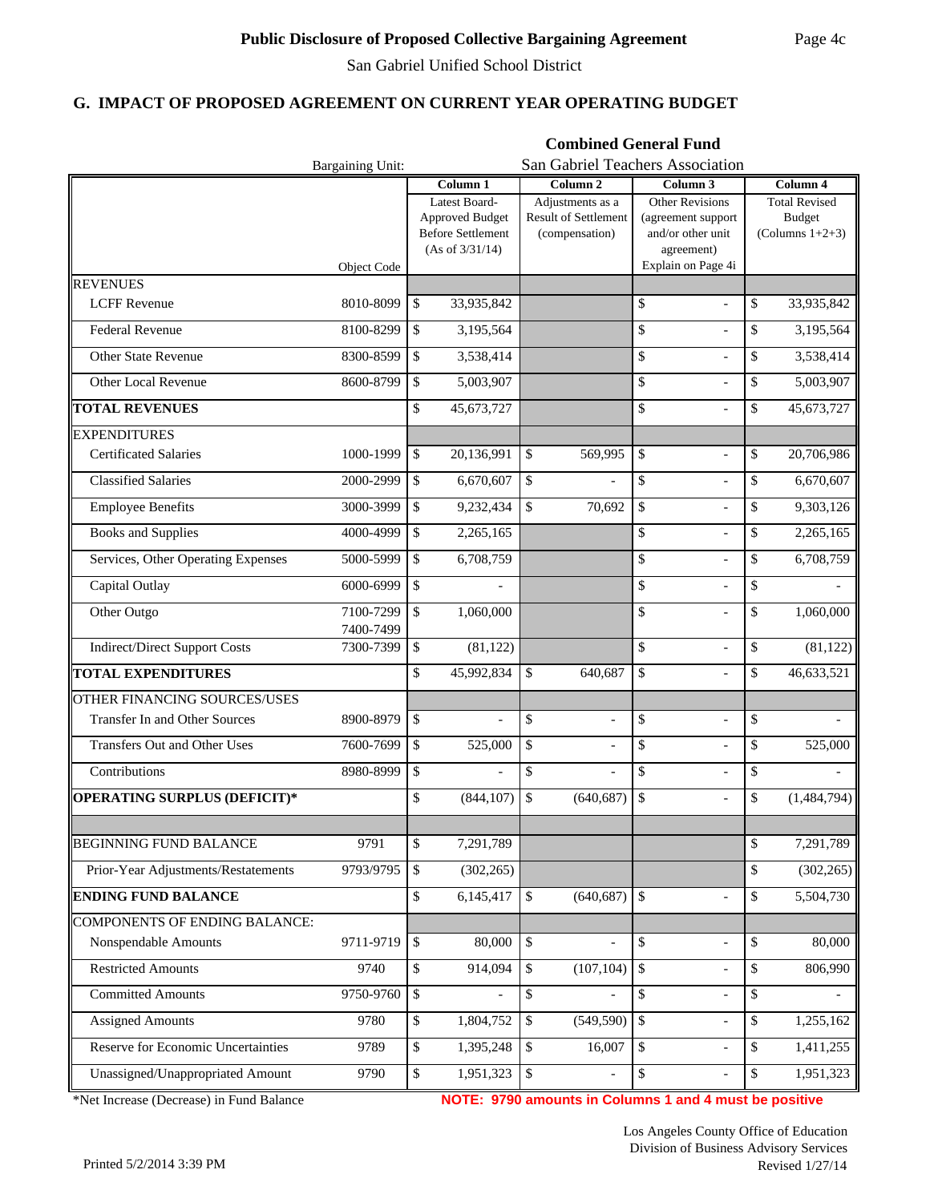## Public Disclosure of Proposed Collective Bargaining Agreement

San Gabriel Unified School District

### G. IMPACT OF PROPOSED AGREEMENT ON CURRENT YEAR OPERATING BUDGET

**Combined General Fund**

Bargaining Unit: San Gabriel Teachers Association

| | Object Code | Column 1<br>Latest Board-Approved Budget Before Settlement (As of 3/31/14) | Column 2<br>Adjustments as a Result of Settlement (compensation) | Column 3<br>Other Revisions (agreement support and/or other unit agreement) Explain on Page 4i | Column 4<br>Total Revised Budget (Columns 1+2+3) |
|---|---|---|---|---|---|
| **REVENUES** | | | | | |
| LCFF Revenue | 8010-8099 | $ 33,935,842 | | $ - | $ 33,935,842 |
| Federal Revenue | 8100-8299 | $ 3,195,564 | | $ - | $ 3,195,564 |
| Other State Revenue | 8300-8599 | $ 3,538,414 | | $ - | $ 3,538,414 |
| Other Local Revenue | 8600-8799 | $ 5,003,907 | | $ - | $ 5,003,907 |
| **TOTAL REVENUES** | | $ 45,673,727 | | $ - | $ 45,673,727 |
| **EXPENDITURES** | | | | | |
| Certificated Salaries | 1000-1999 | $ 20,136,991 | $ 569,995 | $ - | $ 20,706,986 |
| Classified Salaries | 2000-2999 | $ 6,670,607 | $ - | $ - | $ 6,670,607 |
| Employee Benefits | 3000-3999 | $ 9,232,434 | $ 70,692 | $ - | $ 9,303,126 |
| Books and Supplies | 4000-4999 | $ 2,265,165 | | $ - | $ 2,265,165 |
| Services, Other Operating Expenses | 5000-5999 | $ 6,708,759 | | $ - | $ 6,708,759 |
| Capital Outlay | 6000-6999 | $ - | | $ - | $ - |
| Other Outgo | 7100-7299<br>7400-7499 | $ 1,060,000 | | $ - | $ 1,060,000 |
| Indirect/Direct Support Costs | 7300-7399 | $ (81,122) | | $ - | $ (81,122) |
| **TOTAL EXPENDITURES** | | $ 45,992,834 | $ 640,687 | $ - | $ 46,633,521 |
| OTHER FINANCING SOURCES/USES | | | | | |
| Transfer In and Other Sources | 8900-8979 | $ - | $ - | $ - | $ - |
| Transfers Out and Other Uses | 7600-7699 | $ 525,000 | $ - | $ - | $ 525,000 |
| Contributions | 8980-8999 | $ - | $ - | $ - | $ - |
| **OPERATING SURPLUS (DEFICIT)*** | | $ (844,107) | $ (640,687) | $ - | $ (1,484,794) |
| | | | | | |
| BEGINNING FUND BALANCE | 9791 | $ 7,291,789 | | | $ 7,291,789 |
| Prior-Year Adjustments/Restatements | 9793/9795 | $ (302,265) | | | $ (302,265) |
| **ENDING FUND BALANCE** | | $ 6,145,417 | $ (640,687) | $ - | $ 5,504,730 |
| COMPONENTS OF ENDING BALANCE: | | | | | |
| Nonspendable Amounts | 9711-9719 | $ 80,000 | $ - | $ - | $ 80,000 |
| Restricted Amounts | 9740 | $ 914,094 | $ (107,104) | $ - | $ 806,990 |
| Committed Amounts | 9750-9760 | $ - | $ - | $ - | $ - |
| Assigned Amounts | 9780 | $ 1,804,752 | $ (549,590) | $ - | $ 1,255,162 |
| Reserve for Economic Uncertainties | 9789 | $ 1,395,248 | $ 16,007 | $ - | $ 1,411,255 |
| Unassigned/Unappropriated Amount | 9790 | $ 1,951,323 | $ - | $ - | $ 1,951,323 |

*Net Increase (Decrease) in Fund Balance

**NOTE: 9790 amounts in Columns 1 and 4 must be positive**

Printed 5/2/2014 3:39 PM

Los Angeles County Office of Education
Division of Business Advisory Services
Revised 1/27/14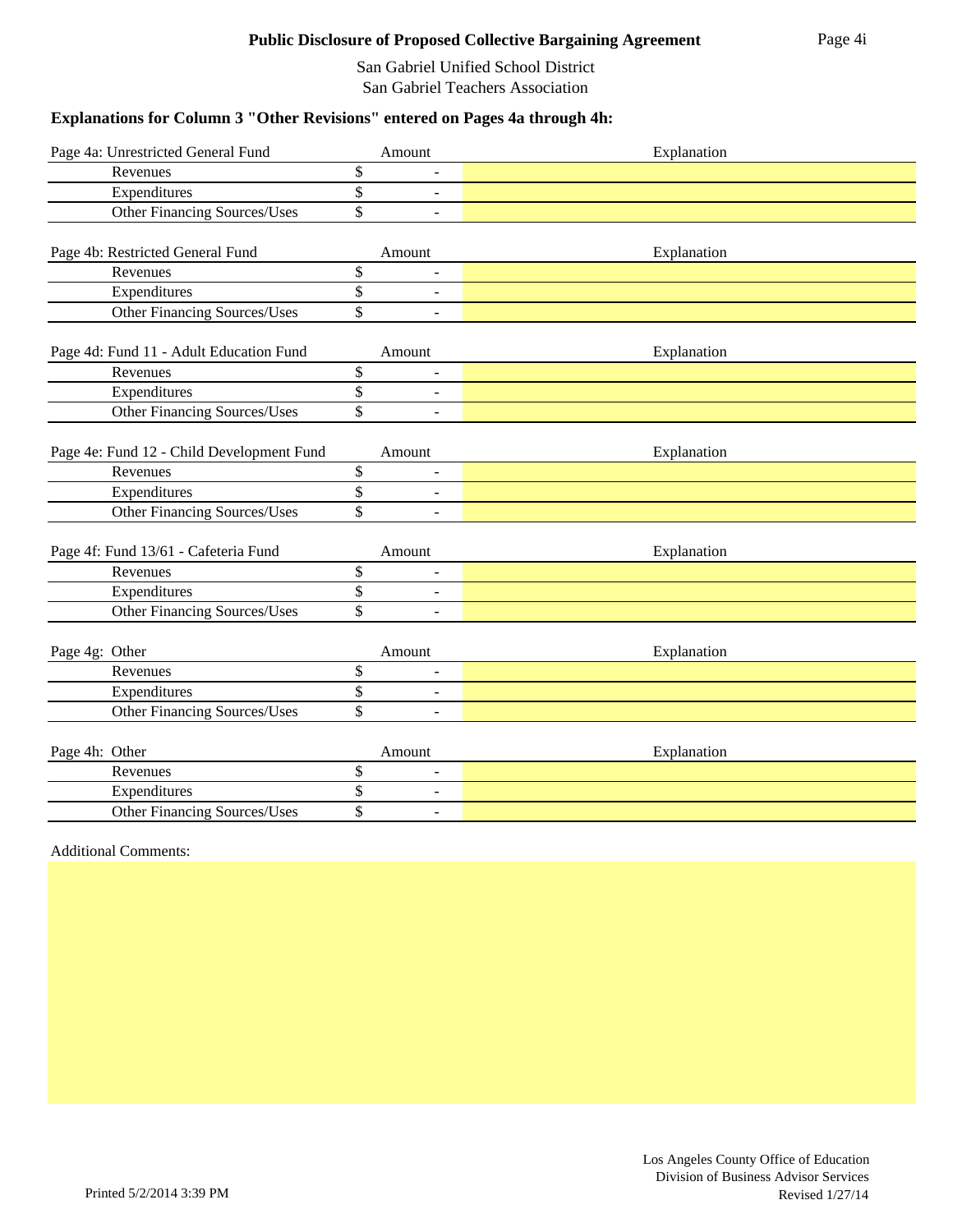# Public Disclosure of Proposed Collective Bargaining Agreement

San Gabriel Unified School District
San Gabriel Teachers Association

### Explanations for Column 3 "Other Revisions" entered on Pages 4a through 4h:

| Page 4a: Unrestricted General Fund | Amount | Explanation |
|---|---|---|
| Revenues | $ - | |
| Expenditures | $ - | |
| Other Financing Sources/Uses | $ - | |

| Page 4b: Restricted General Fund | Amount | Explanation |
|---|---|---|
| Revenues | $ - | |
| Expenditures | $ - | |
| Other Financing Sources/Uses | $ - | |

| Page 4d: Fund 11 - Adult Education Fund | Amount | Explanation |
|---|---|---|
| Revenues | $ - | |
| Expenditures | $ - | |
| Other Financing Sources/Uses | $ - | |

| Page 4e: Fund 12 - Child Development Fund | Amount | Explanation |
|---|---|---|
| Revenues | $ - | |
| Expenditures | $ - | |
| Other Financing Sources/Uses | $ - | |

| Page 4f: Fund 13/61 - Cafeteria Fund | Amount | Explanation |
|---|---|---|
| Revenues | $ - | |
| Expenditures | $ - | |
| Other Financing Sources/Uses | $ - | |

| Page 4g: Other | Amount | Explanation |
|---|---|---|
| Revenues | $ - | |
| Expenditures | $ - | |
| Other Financing Sources/Uses | $ - | |

| Page 4h: Other | Amount | Explanation |
|---|---|---|
| Revenues | $ - | |
| Expenditures | $ - | |
| Other Financing Sources/Uses | $ - | |

Additional Comments:

Los Angeles County Office of Education
Division of Business Advisor Services
Revised 1/27/14

Printed 5/2/2014 3:39 PM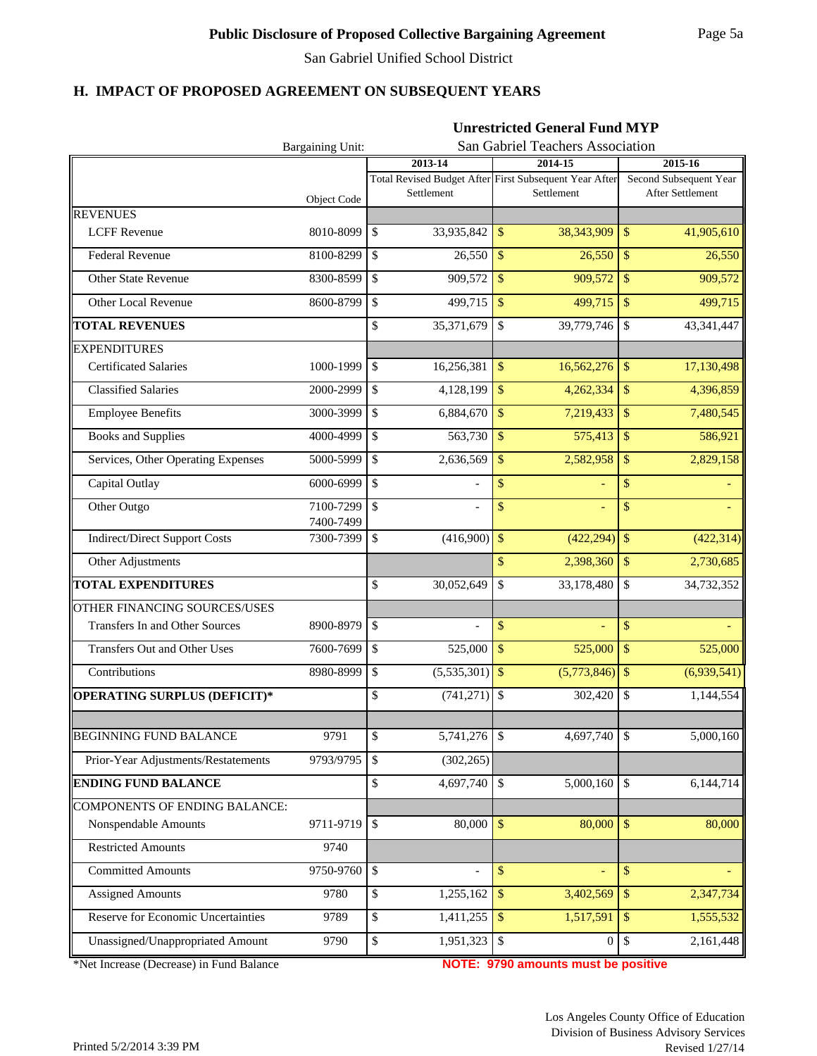## Public Disclosure of Proposed Collective Bargaining Agreement

San Gabriel Unified School District

## H. IMPACT OF PROPOSED AGREEMENT ON SUBSEQUENT YEARS

**Unrestricted General Fund MYP**

Bargaining Unit: San Gabriel Teachers Association

| | Object Code | 2013-14<br>Total Revised Budget After Settlement | 2014-15<br>First Subsequent Year After Settlement | 2015-16<br>Second Subsequent Year After Settlement |
|---|---|---|---|---|
| **REVENUES** | | | | |
| LCFF Revenue | 8010-8099 | $ 33,935,842 | $ 38,343,909 | $ 41,905,610 |
| Federal Revenue | 8100-8299 | $ 26,550 | $ 26,550 | $ 26,550 |
| Other State Revenue | 8300-8599 | $ 909,572 | $ 909,572 | $ 909,572 |
| Other Local Revenue | 8600-8799 | $ 499,715 | $ 499,715 | $ 499,715 |
| **TOTAL REVENUES** | | $ 35,371,679 | $ 39,779,746 | $ 43,341,447 |
| **EXPENDITURES** | | | | |
| Certificated Salaries | 1000-1999 | $ 16,256,381 | $ 16,562,276 | $ 17,130,498 |
| Classified Salaries | 2000-2999 | $ 4,128,199 | $ 4,262,334 | $ 4,396,859 |
| Employee Benefits | 3000-3999 | $ 6,884,670 | $ 7,219,433 | $ 7,480,545 |
| Books and Supplies | 4000-4999 | $ 563,730 | $ 575,413 | $ 586,921 |
| Services, Other Operating Expenses | 5000-5999 | $ 2,636,569 | $ 2,582,958 | $ 2,829,158 |
| Capital Outlay | 6000-6999 | $ - | $ - | $ - |
| Other Outgo | 7100-7299<br>7400-7499 | $ - | $ - | $ - |
| Indirect/Direct Support Costs | 7300-7399 | $ (416,900) | $ (422,294) | $ (422,314) |
| Other Adjustments | | | $ 2,398,360 | $ 2,730,685 |
| **TOTAL EXPENDITURES** | | $ 30,052,649 | $ 33,178,480 | $ 34,732,352 |
| OTHER FINANCING SOURCES/USES | | | | |
| Transfers In and Other Sources | 8900-8979 | $ - | $ - | $ - |
| Transfers Out and Other Uses | 7600-7699 | $ 525,000 | $ 525,000 | $ 525,000 |
| Contributions | 8980-8999 | $ (5,535,301) | $ (5,773,846) | $ (6,939,541) |
| **OPERATING SURPLUS (DEFICIT)*** | | $ (741,271) | $ 302,420 | $ 1,144,554 |
| | | | | |
| BEGINNING FUND BALANCE | 9791 | $ 5,741,276 | $ 4,697,740 | $ 5,000,160 |
| Prior-Year Adjustments/Restatements | 9793/9795 | $ (302,265) | | |
| **ENDING FUND BALANCE** | | $ 4,697,740 | $ 5,000,160 | $ 6,144,714 |
| COMPONENTS OF ENDING BALANCE: | | | | |
| Nonspendable Amounts | 9711-9719 | $ 80,000 | $ 80,000 | $ 80,000 |
| Restricted Amounts | 9740 | | | |
| Committed Amounts | 9750-9760 | $ - | $ - | $ - |
| Assigned Amounts | 9780 | $ 1,255,162 | $ 3,402,569 | $ 2,347,734 |
| Reserve for Economic Uncertainties | 9789 | $ 1,411,255 | $ 1,517,591 | $ 1,555,532 |
| Unassigned/Unappropriated Amount | 9790 | $ 1,951,323 | $ 0 | $ 2,161,448 |

*Net Increase (Decrease) in Fund Balance

**NOTE: 9790 amounts must be positive**

Los Angeles County Office of Education
Division of Business Advisory Services
Revised 1/27/14

Printed 5/2/2014 3:39 PM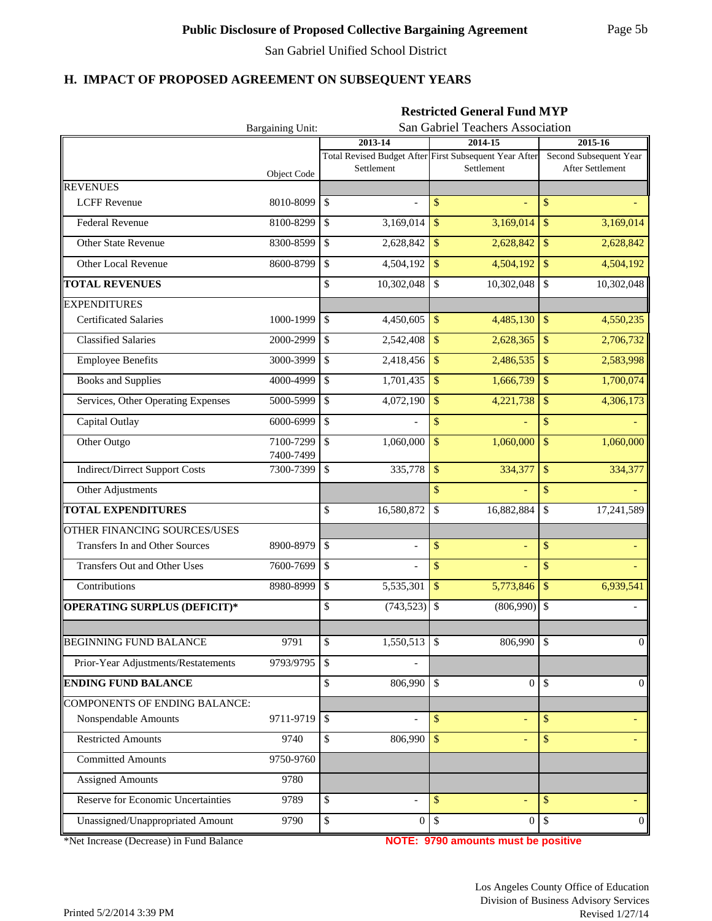**Public Disclosure of Proposed Collective Bargaining Agreement**

San Gabriel Unified School District

## H. IMPACT OF PROPOSED AGREEMENT ON SUBSEQUENT YEARS

**Restricted General Fund MYP**

Bargaining Unit: San Gabriel Teachers Association

| | Object Code | 2013-14 Total Revised Budget After Settlement | 2014-15 First Subsequent Year After Settlement | 2015-16 Second Subsequent Year After Settlement |
|---|---|---|---|---|
| REVENUES | | | | |
| LCFF Revenue | 8010-8099 | $ - | $ - | $ - |
| Federal Revenue | 8100-8299 | $ 3,169,014 | $ 3,169,014 | $ 3,169,014 |
| Other State Revenue | 8300-8599 | $ 2,628,842 | $ 2,628,842 | $ 2,628,842 |
| Other Local Revenue | 8600-8799 | $ 4,504,192 | $ 4,504,192 | $ 4,504,192 |
| **TOTAL REVENUES** | | $ 10,302,048 | $ 10,302,048 | $ 10,302,048 |
| EXPENDITURES | | | | |
| Certificated Salaries | 1000-1999 | $ 4,450,605 | $ 4,485,130 | $ 4,550,235 |
| Classified Salaries | 2000-2999 | $ 2,542,408 | $ 2,628,365 | $ 2,706,732 |
| Employee Benefits | 3000-3999 | $ 2,418,456 | $ 2,486,535 | $ 2,583,998 |
| Books and Supplies | 4000-4999 | $ 1,701,435 | $ 1,666,739 | $ 1,700,074 |
| Services, Other Operating Expenses | 5000-5999 | $ 4,072,190 | $ 4,221,738 | $ 4,306,173 |
| Capital Outlay | 6000-6999 | $ - | $ - | $ - |
| Other Outgo | 7100-7299 7400-7499 | $ 1,060,000 | $ 1,060,000 | $ 1,060,000 |
| Indirect/Dirrect Support Costs | 7300-7399 | $ 335,778 | $ 334,377 | $ 334,377 |
| Other Adjustments | | | $ - | $ - |
| **TOTAL EXPENDITURES** | | $ 16,580,872 | $ 16,882,884 | $ 17,241,589 |
| OTHER FINANCING SOURCES/USES | | | | |
| Transfers In and Other Sources | 8900-8979 | $ - | $ - | $ - |
| Transfers Out and Other Uses | 7600-7699 | $ - | $ - | $ - |
| Contributions | 8980-8999 | $ 5,535,301 | $ 5,773,846 | $ 6,939,541 |
| **OPERATING SURPLUS (DEFICIT)*** | | $ (743,523) | $ (806,990) | $ - |
| | | | | |
| BEGINNING FUND BALANCE | 9791 | $ 1,550,513 | $ 806,990 | $ 0 |
| Prior-Year Adjustments/Restatements | 9793/9795 | $ - | | |
| **ENDING FUND BALANCE** | | $ 806,990 | $ 0 | $ 0 |
| COMPONENTS OF ENDING BALANCE: | | | | |
| Nonspendable Amounts | 9711-9719 | $ - | $ - | $ - |
| Restricted Amounts | 9740 | $ 806,990 | $ - | $ - |
| Committed Amounts | 9750-9760 | | | |
| Assigned Amounts | 9780 | | | |
| Reserve for Economic Uncertainties | 9789 | $ - | $ - | $ - |
| Unassigned/Unappropriated Amount | 9790 | $ 0 | $ 0 | $ 0 |

*Net Increase (Decrease) in Fund Balance

**NOTE: 9790 amounts must be positive**

Los Angeles County Office of Education
Division of Business Advisory Services
Revised 1/27/14

Printed 5/2/2014 3:39 PM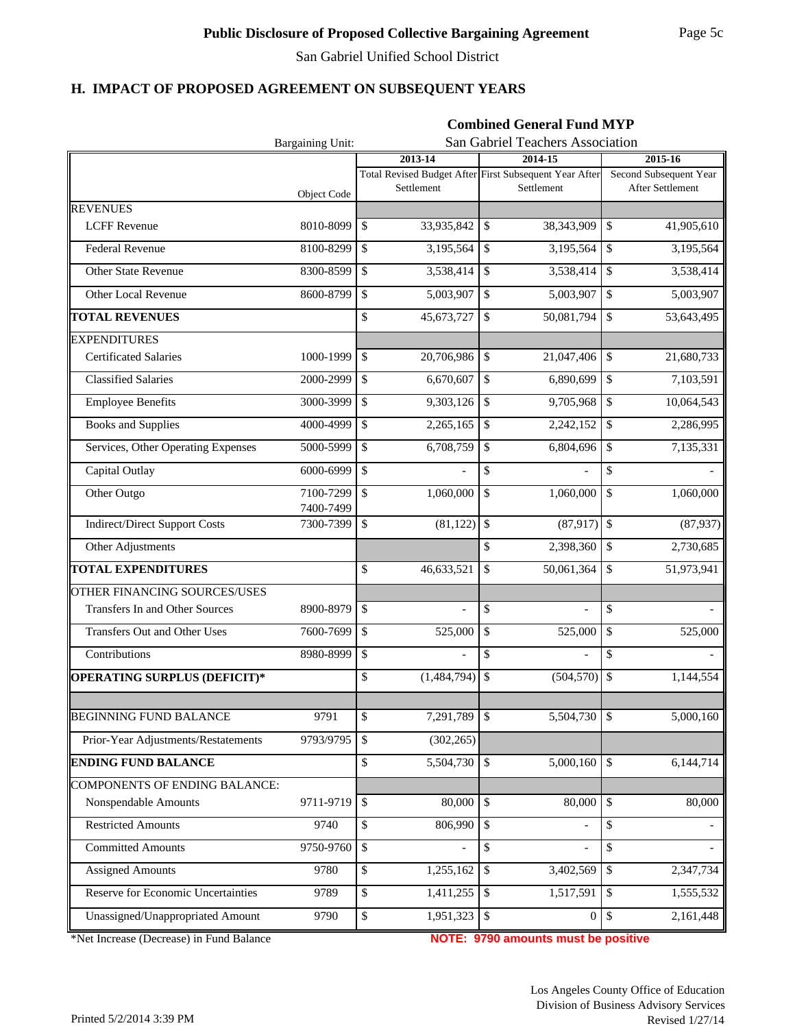# Public Disclosure of Proposed Collective Bargaining Agreement

San Gabriel Unified School District

## H. IMPACT OF PROPOSED AGREEMENT ON SUBSEQUENT YEARS

**Combined General Fund MYP**

Bargaining Unit: San Gabriel Teachers Association

| | Object Code | 2013-14 Total Revised Budget After Settlement | 2014-15 First Subsequent Year After Settlement | 2015-16 Second Subsequent Year After Settlement |
|---|---|---|---|---|
| **REVENUES** | | | | |
| LCFF Revenue | 8010-8099 | $ 33,935,842 | $ 38,343,909 | $ 41,905,610 |
| Federal Revenue | 8100-8299 | $ 3,195,564 | $ 3,195,564 | $ 3,195,564 |
| Other State Revenue | 8300-8599 | $ 3,538,414 | $ 3,538,414 | $ 3,538,414 |
| Other Local Revenue | 8600-8799 | $ 5,003,907 | $ 5,003,907 | $ 5,003,907 |
| **TOTAL REVENUES** | | $ 45,673,727 | $ 50,081,794 | $ 53,643,495 |
| **EXPENDITURES** | | | | |
| Certificated Salaries | 1000-1999 | $ 20,706,986 | $ 21,047,406 | $ 21,680,733 |
| Classified Salaries | 2000-2999 | $ 6,670,607 | $ 6,890,699 | $ 7,103,591 |
| Employee Benefits | 3000-3999 | $ 9,303,126 | $ 9,705,968 | $ 10,064,543 |
| Books and Supplies | 4000-4999 | $ 2,265,165 | $ 2,242,152 | $ 2,286,995 |
| Services, Other Operating Expenses | 5000-5999 | $ 6,708,759 | $ 6,804,696 | $ 7,135,331 |
| Capital Outlay | 6000-6999 | $ - | $ - | $ - |
| Other Outgo | 7100-7299 7400-7499 | $ 1,060,000 | $ 1,060,000 | $ 1,060,000 |
| Indirect/Direct Support Costs | 7300-7399 | $ (81,122) | $ (87,917) | $ (87,937) |
| Other Adjustments | | | $ 2,398,360 | $ 2,730,685 |
| **TOTAL EXPENDITURES** | | $ 46,633,521 | $ 50,061,364 | $ 51,973,941 |
| **OTHER FINANCING SOURCES/USES** | | | | |
| Transfers In and Other Sources | 8900-8979 | $ - | $ - | $ - |
| Transfers Out and Other Uses | 7600-7699 | $ 525,000 | $ 525,000 | $ 525,000 |
| Contributions | 8980-8999 | $ - | $ - | $ - |
| **OPERATING SURPLUS (DEFICIT)*** | | $ (1,484,794) | $ (504,570) | $ 1,144,554 |
| | | | | |
| **BEGINNING FUND BALANCE** | 9791 | $ 7,291,789 | $ 5,504,730 | $ 5,000,160 |
| Prior-Year Adjustments/Restatements | 9793/9795 | $ (302,265) | | |
| **ENDING FUND BALANCE** | | $ 5,504,730 | $ 5,000,160 | $ 6,144,714 |
| **COMPONENTS OF ENDING BALANCE:** | | | | |
| Nonspendable Amounts | 9711-9719 | $ 80,000 | $ 80,000 | $ 80,000 |
| Restricted Amounts | 9740 | $ 806,990 | $ - | $ - |
| Committed Amounts | 9750-9760 | $ - | $ - | $ - |
| Assigned Amounts | 9780 | $ 1,255,162 | $ 3,402,569 | $ 2,347,734 |
| Reserve for Economic Uncertainties | 9789 | $ 1,411,255 | $ 1,517,591 | $ 1,555,532 |
| Unassigned/Unappropriated Amount | 9790 | $ 1,951,323 | $ 0 | $ 2,161,448 |

*Net Increase (Decrease) in Fund Balance

**NOTE: 9790 amounts must be positive**

Los Angeles County Office of Education
Division of Business Advisory Services

Printed 5/2/2014 3:39 PM — Revised 1/27/14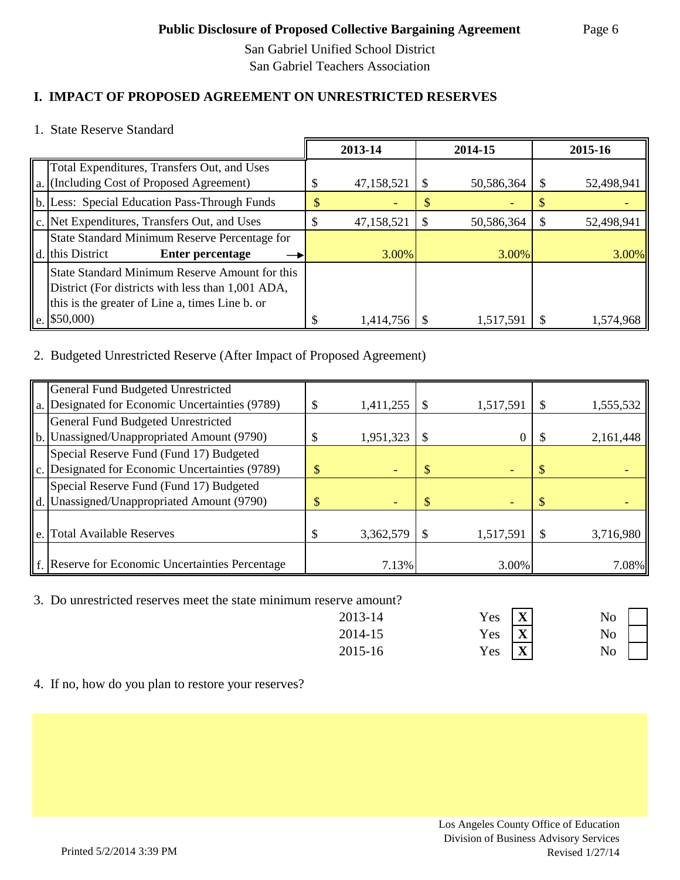## Public Disclosure of Proposed Collective Bargaining Agreement

San Gabriel Unified School District
San Gabriel Teachers Association

### I. IMPACT OF PROPOSED AGREEMENT ON UNRESTRICTED RESERVES

1. State Reserve Standard

| | | 2013-14 | 2014-15 | 2015-16 |
|---|---|---|---|---|
| a. | Total Expenditures, Transfers Out, and Uses (Including Cost of Proposed Agreement) | $ 47,158,521 | $ 50,586,364 | $ 52,498,941 |
| b. | Less: Special Education Pass-Through Funds | $ - | $ - | $ - |
| c. | Net Expenditures, Transfers Out, and Uses | $ 47,158,521 | $ 50,586,364 | $ 52,498,941 |
| d. | State Standard Minimum Reserve Percentage for this District **Enter percentage** → | 3.00% | 3.00% | 3.00% |
| e. | State Standard Minimum Reserve Amount for this District (For districts with less than 1,001 ADA, this is the greater of Line a, times Line b. or $50,000) | $ 1,414,756 | $ 1,517,591 | $ 1,574,968 |

2. Budgeted Unrestricted Reserve (After Impact of Proposed Agreement)

| | | 2013-14 | 2014-15 | 2015-16 |
|---|---|---|---|---|
| a. | General Fund Budgeted Unrestricted Designated for Economic Uncertainties (9789) | $ 1,411,255 | $ 1,517,591 | $ 1,555,532 |
| b. | General Fund Budgeted Unrestricted Unassigned/Unappropriated Amount (9790) | $ 1,951,323 | $ 0 | $ 2,161,448 |
| c. | Special Reserve Fund (Fund 17) Budgeted Designated for Economic Uncertainties (9789) | $ - | $ - | $ - |
| d. | Special Reserve Fund (Fund 17) Budgeted Unassigned/Unappropriated Amount (9790) | $ - | $ - | $ - |
| e. | Total Available Reserves | $ 3,362,579 | $ 1,517,591 | $ 3,716,980 |
| f. | Reserve for Economic Uncertainties Percentage | 7.13% | 3.00% | 7.08% |

3. Do unrestricted reserves meet the state minimum reserve amount?

| | Yes | No |
|---|---|---|
| 2013-14 | X | |
| 2014-15 | X | |
| 2015-16 | X | |

4. If no, how do you plan to restore your reserves?

Los Angeles County Office of Education
Division of Business Advisory Services
Revised 1/27/14

Printed 5/2/2014 3:39 PM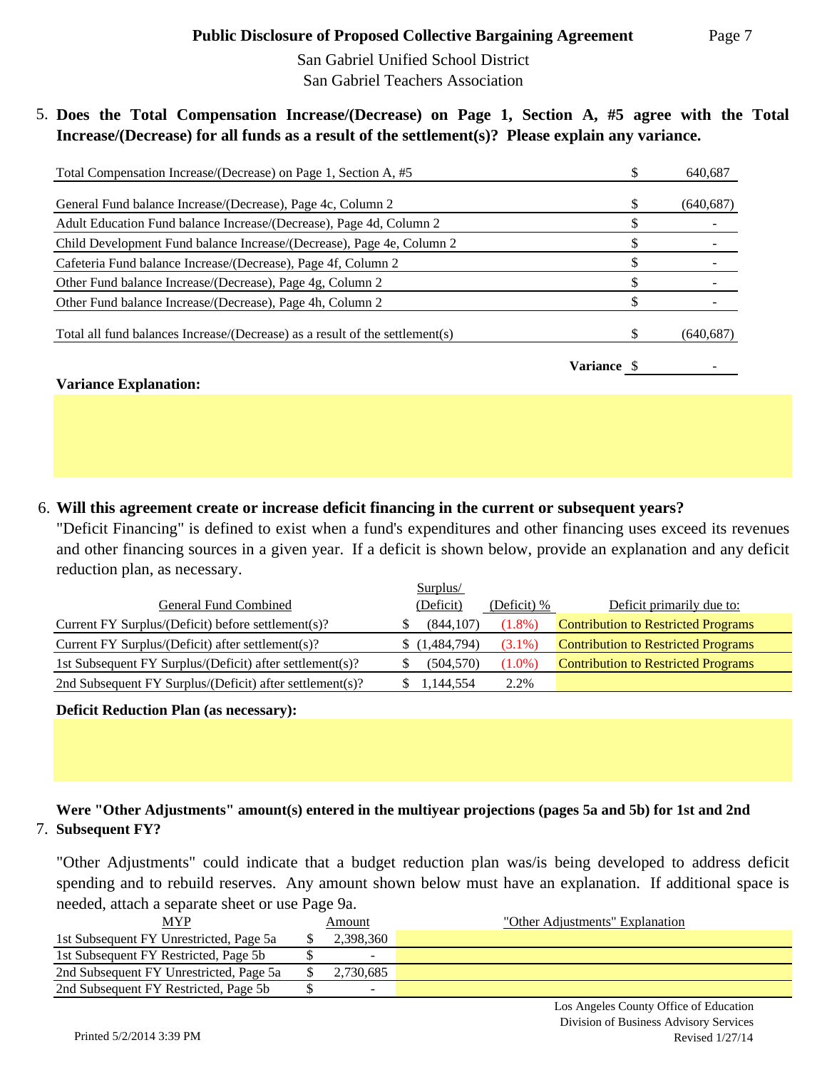## Public Disclosure of Proposed Collective Bargaining Agreement

San Gabriel Unified School District
San Gabriel Teachers Association

**5. Does the Total Compensation Increase/(Decrease) on Page 1, Section A, #5 agree with the Total Increase/(Decrease) for all funds as a result of the settlement(s)? Please explain any variance.**

| | | |
|---|---|---|
| Total Compensation Increase/(Decrease) on Page 1, Section A, #5 | $ | 640,687 |
| General Fund balance Increase/(Decrease), Page 4c, Column 2 | $ | (640,687) |
| Adult Education Fund balance Increase/(Decrease), Page 4d, Column 2 | $ | - |
| Child Development Fund balance Increase/(Decrease), Page 4e, Column 2 | $ | - |
| Cafeteria Fund balance Increase/(Decrease), Page 4f, Column 2 | $ | - |
| Other Fund balance Increase/(Decrease), Page 4g, Column 2 | $ | - |
| Other Fund balance Increase/(Decrease), Page 4h, Column 2 | $ | - |
| Total all fund balances Increase/(Decrease) as a result of the settlement(s) | $ | (640,687) |
| **Variance** | $ | - |

**Variance Explanation:**

**6. Will this agreement create or increase deficit financing in the current or subsequent years?**

"Deficit Financing" is defined to exist when a fund's expenditures and other financing uses exceed its revenues and other financing sources in a given year. If a deficit is shown below, provide an explanation and any deficit reduction plan, as necessary.

| General Fund Combined | Surplus/ (Deficit) | (Deficit) % | Deficit primarily due to: |
|---|---|---|---|
| Current FY Surplus/(Deficit) before settlement(s)? | $ (844,107) | (1.8%) | Contribution to Restricted Programs |
| Current FY Surplus/(Deficit) after settlement(s)? | $ (1,484,794) | (3.1%) | Contribution to Restricted Programs |
| 1st Subsequent FY Surplus/(Deficit) after settlement(s)? | $ (504,570) | (1.0%) | Contribution to Restricted Programs |
| 2nd Subsequent FY Surplus/(Deficit) after settlement(s)? | $ 1,144,554 | 2.2% | |

**Deficit Reduction Plan (as necessary):**

**7. Were "Other Adjustments" amount(s) entered in the multiyear projections (pages 5a and 5b) for 1st and 2nd Subsequent FY?**

"Other Adjustments" could indicate that a budget reduction plan was/is being developed to address deficit spending and to rebuild reserves. Any amount shown below must have an explanation. If additional space is needed, attach a separate sheet or use Page 9a.

| MYP | Amount | "Other Adjustments" Explanation |
|---|---|---|
| 1st Subsequent FY Unrestricted, Page 5a | $ 2,398,360 | |
| 1st Subsequent FY Restricted, Page 5b | $ - | |
| 2nd Subsequent FY Unrestricted, Page 5a | $ 2,730,685 | |
| 2nd Subsequent FY Restricted, Page 5b | $ - | |

Los Angeles County Office of Education
Division of Business Advisory Services
Revised 1/27/14

Printed 5/2/2014 3:39 PM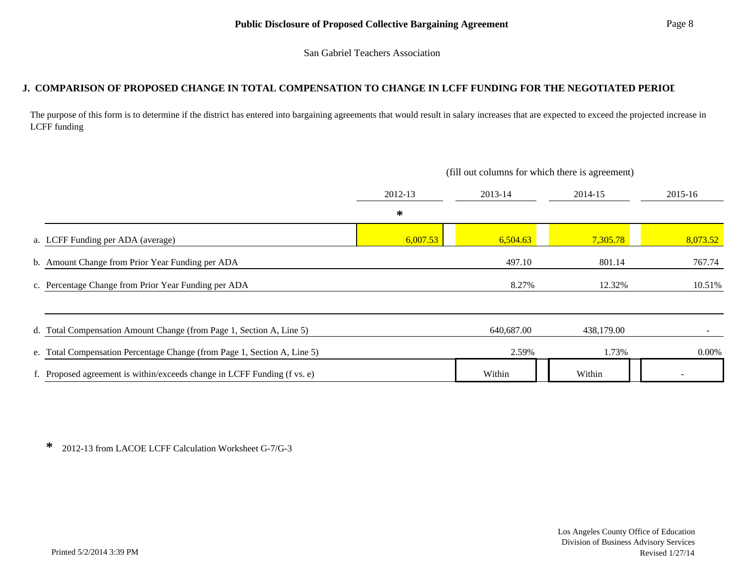**Public Disclosure of Proposed Collective Bargaining Agreement**

San Gabriel Teachers Association

## J. COMPARISON OF PROPOSED CHANGE IN TOTAL COMPENSATION TO CHANGE IN LCFF FUNDING FOR THE NEGOTIATED PERIOD

The purpose of this form is to determine if the district has entered into bargaining agreements that would result in salary increases that are expected to exceed the projected increase in LCFF funding

(fill out columns for which there is agreement)

| | 2012-13 * | 2013-14 | 2014-15 | 2015-16 |
|---|---|---|---|---|
| a. LCFF Funding per ADA (average) | 6,007.53 | 6,504.63 | 7,305.78 | 8,073.52 |
| b. Amount Change from Prior Year Funding per ADA | | 497.10 | 801.14 | 767.74 |
| c. Percentage Change from Prior Year Funding per ADA | | 8.27% | 12.32% | 10.51% |
| d. Total Compensation Amount Change (from Page 1, Section A, Line 5) | | 640,687.00 | 438,179.00 | - |
| e. Total Compensation Percentage Change (from Page 1, Section A, Line 5) | | 2.59% | 1.73% | 0.00% |
| f. Proposed agreement is within/exceeds change in LCFF Funding (f vs. e) | | Within | Within | - |

\* 2012-13 from LACOE LCFF Calculation Worksheet G-7/G-3

Printed 5/2/2014 3:39 PM

Los Angeles County Office of Education
Division of Business Advisory Services
Revised 1/27/14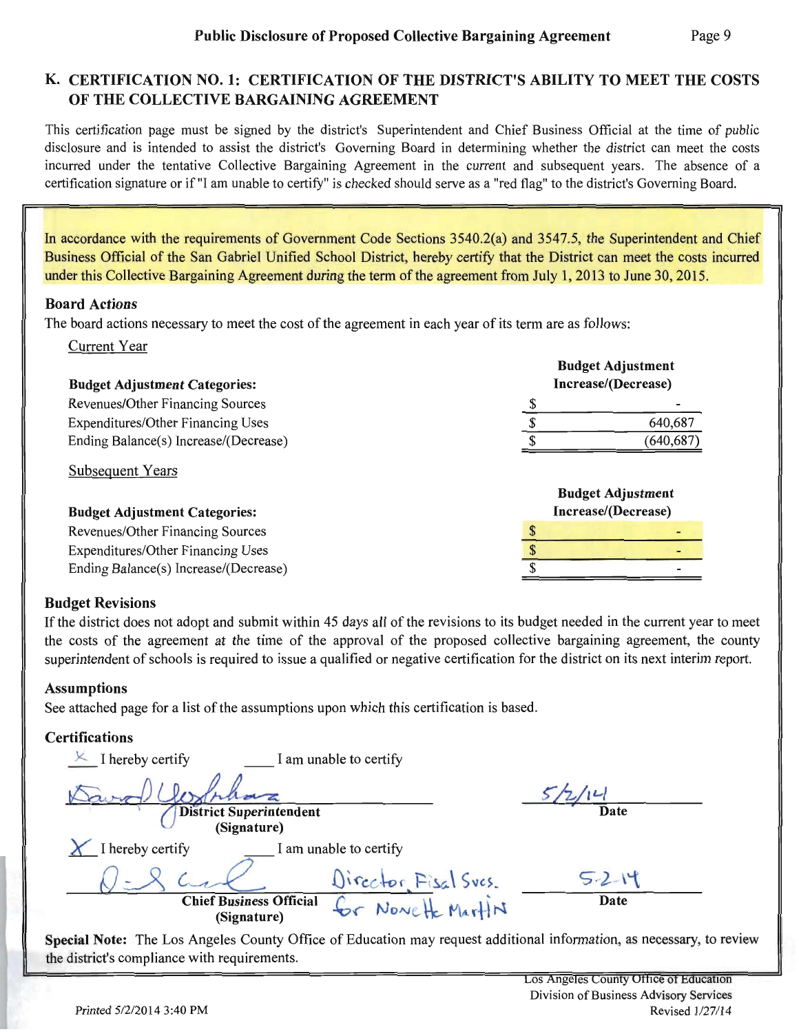## K. CERTIFICATION NO. 1: CERTIFICATION OF THE DISTRICT'S ABILITY TO MEET THE COSTS OF THE COLLECTIVE BARGAINING AGREEMENT

This certification page must be signed by the district's Superintendent and Chief Business Official at the time of public disclosure and is intended to assist the district's Governing Board in determining whether the district can meet the costs incurred under the tentative Collective Bargaining Agreement in the current and subsequent years. The absence of a certification signature or if "I am unable to certify" is checked should serve as a "red flag" to the district's Governing Board.

In accordance with the requirements of Government Code Sections 3540.2(a) and 3547.5, the Superintendent and Chief Business Official of the San Gabriel Unified School District, hereby certify that the District can meet the costs incurred under this Collective Bargaining Agreement during the term of the agreement from July 1, 2013 to June 30, 2015.

### Board Actions

The board actions necessary to meet the cost of the agreement in each year of its term are as follows:

Current Year

| Budget Adjustment Categories: | Budget Adjustment Increase/(Decrease) |
|---|---|
| Revenues/Other Financing Sources | $ - |
| Expenditures/Other Financing Uses | $ 640,687 |
| Ending Balance(s) Increase/(Decrease) | $ (640,687) |

Subsequent Years

| Budget Adjustment Categories: | Budget Adjustment Increase/(Decrease) |
|---|---|
| Revenues/Other Financing Sources | $ - |
| Expenditures/Other Financing Uses | $ - |
| Ending Balance(s) Increase/(Decrease) | $ - |

### Budget Revisions

If the district does not adopt and submit within 45 days all of the revisions to its budget needed in the current year to meet the costs of the agreement at the time of the approval of the proposed collective bargaining agreement, the county superintendent of schools is required to issue a qualified or negative certification for the district on its next interim report.

### Assumptions

See attached page for a list of the assumptions upon which this certification is based.

### Certifications

X I hereby certify ____ I am unable to certify

[Signature] District Superintendent (Signature) — Date: 5/2/14

X I hereby certify ____ I am unable to certify

[Signature] Director, Fisal Svcs. for Nonette Martin — Chief Business Official (Signature) — Date: 5-2-14

**Special Note:** The Los Angeles County Office of Education may request additional information, as necessary, to review the district's compliance with requirements.

Los Angeles County Office of Education
Division of Business Advisory Services
Revised 1/27/14

Printed 5/2/2014 3:40 PM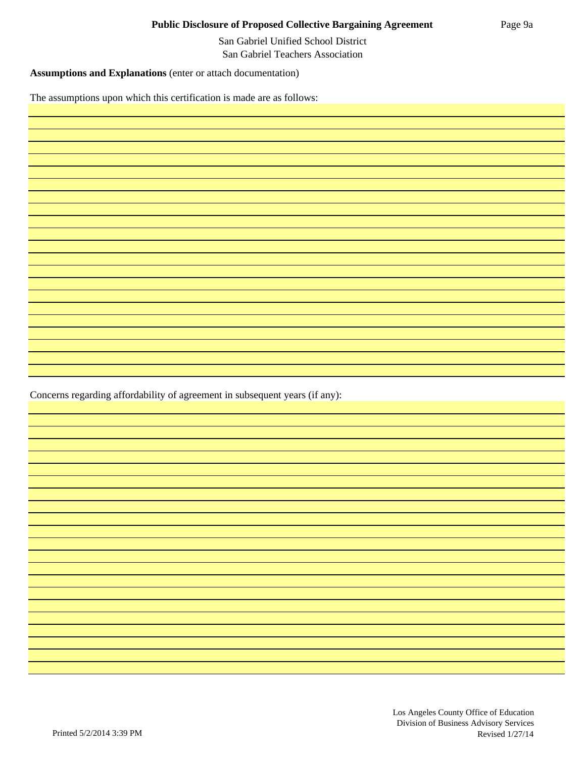**Public Disclosure of Proposed Collective Bargaining Agreement**

San Gabriel Unified School District
San Gabriel Teachers Association

**Assumptions and Explanations** (enter or attach documentation)

The assumptions upon which this certification is made are as follows:

Concerns regarding affordability of agreement in subsequent years (if any):

Printed 5/2/2014 3:39 PM

Los Angeles County Office of Education
Division of Business Advisory Services
Revised 1/27/14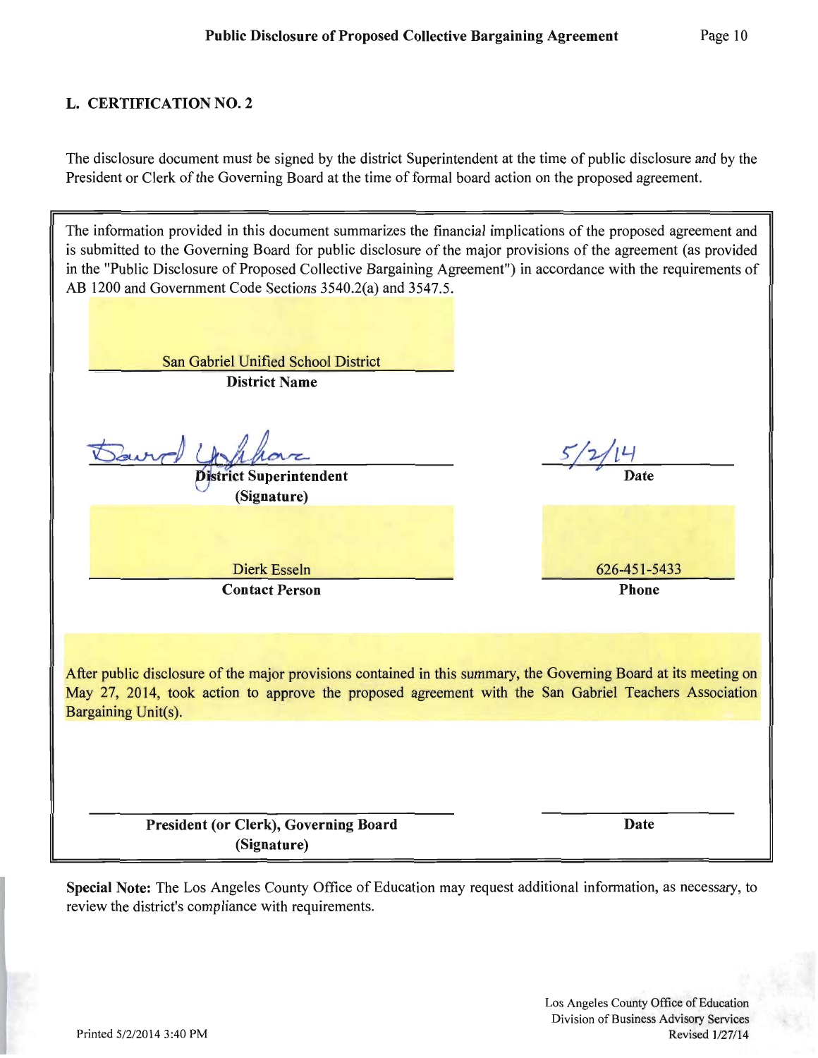## L. CERTIFICATION NO. 2

The disclosure document must be signed by the district Superintendent at the time of public disclosure and by the President or Clerk of the Governing Board at the time of formal board action on the proposed agreement.

The information provided in this document summarizes the financial implications of the proposed agreement and is submitted to the Governing Board for public disclosure of the major provisions of the agreement (as provided in the "Public Disclosure of Proposed Collective Bargaining Agreement") in accordance with the requirements of AB 1200 and Government Code Sections 3540.2(a) and 3547.5.

San Gabriel Unified School District
**District Name**

[signature]
**District Superintendent (Signature)**

5/2/14
**Date**

Dierk Esseln
**Contact Person**

626-451-5433
**Phone**

After public disclosure of the major provisions contained in this summary, the Governing Board at its meeting on May 27, 2014, took action to approve the proposed agreement with the San Gabriel Teachers Association Bargaining Unit(s).

**President (or Clerk), Governing Board (Signature)**

**Date**

**Special Note:** The Los Angeles County Office of Education may request additional information, as necessary, to review the district's compliance with requirements.

Printed 5/2/2014 3:40 PM

Los Angeles County Office of Education
Division of Business Advisory Services
Revised 1/27/14